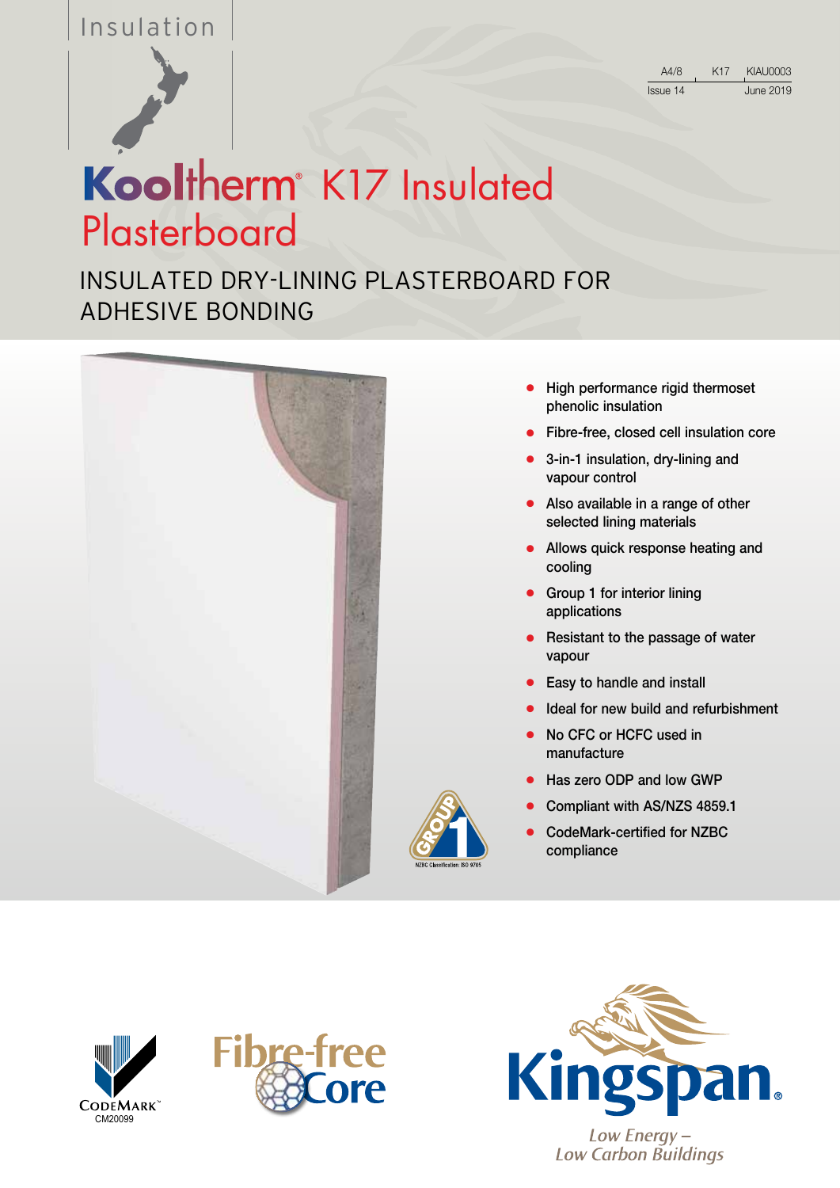Insulation

| A4/8 | K17 | KIAU0003 |
|---|---|---|
| Issue 14 | | June 2019 |

# Kooltherm® K17 Insulated Plasterboard

## INSULATED DRY-LINING PLASTERBOARD FOR ADHESIVE BONDING

- High performance rigid thermoset phenolic insulation
- Fibre-free, closed cell insulation core
- 3-in-1 insulation, dry-lining and vapour control
- Also available in a range of other selected lining materials
- Allows quick response heating and cooling
- Group 1 for interior lining applications
- Resistant to the passage of water vapour
- Easy to handle and install
- Ideal for new build and refurbishment
- No CFC or HCFC used in manufacture
- Has zero ODP and low GWP
- Compliant with AS/NZS 4859.1
- CodeMark-certified for NZBC compliance

GROUP 1 — NZBC Classification: ISO 9705

CODEMARK™ CM20099

Fibre-free Core

Kingspan®

*Low Energy – Low Carbon Buildings*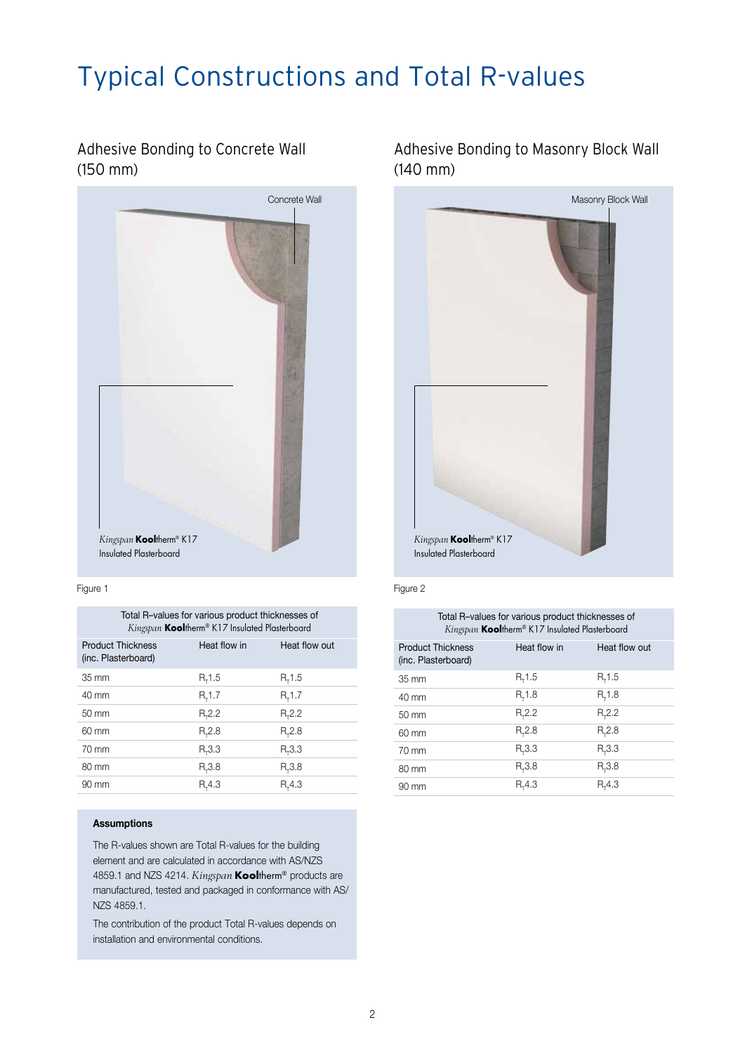# Typical Constructions and Total R-values

## Adhesive Bonding to Concrete Wall (150 mm)

Concrete Wall

*Kingspan* **Kool**therm® K17 Insulated Plasterboard

Figure 1

| Total R–values for various product thicknesses of *Kingspan* **Kool**therm® K17 Insulated Plasterboard | | |
|---|---|---|
| Product Thickness (inc. Plasterboard) | Heat flow in | Heat flow out |
| 35 mm | $R_T$1.5 | $R_T$1.5 |
| 40 mm | $R_T$1.7 | $R_T$1.7 |
| 50 mm | $R_T$2.2 | $R_T$2.2 |
| 60 mm | $R_T$2.8 | $R_T$2.8 |
| 70 mm | $R_T$3.3 | $R_T$3.3 |
| 80 mm | $R_T$3.8 | $R_T$3.8 |
| 90 mm | $R_T$4.3 | $R_T$4.3 |

**Assumptions**

The R-values shown are Total R-values for the building element and are calculated in accordance with AS/NZS 4859.1 and NZS 4214. *Kingspan* **Kool**therm® products are manufactured, tested and packaged in conformance with AS/NZS 4859.1.

The contribution of the product Total R-values depends on installation and environmental conditions.

## Adhesive Bonding to Masonry Block Wall (140 mm)

Masonry Block Wall

*Kingspan* **Kool**therm® K17 Insulated Plasterboard

Figure 2

| Total R–values for various product thicknesses of *Kingspan* **Kool**therm® K17 Insulated Plasterboard | | |
|---|---|---|
| Product Thickness (inc. Plasterboard) | Heat flow in | Heat flow out |
| 35 mm | $R_T$1.5 | $R_T$1.5 |
| 40 mm | $R_T$1.8 | $R_T$1.8 |
| 50 mm | $R_T$2.2 | $R_T$2.2 |
| 60 mm | $R_T$2.8 | $R_T$2.8 |
| 70 mm | $R_T$3.3 | $R_T$3.3 |
| 80 mm | $R_T$3.8 | $R_T$3.8 |
| 90 mm | $R_T$4.3 | $R_T$4.3 |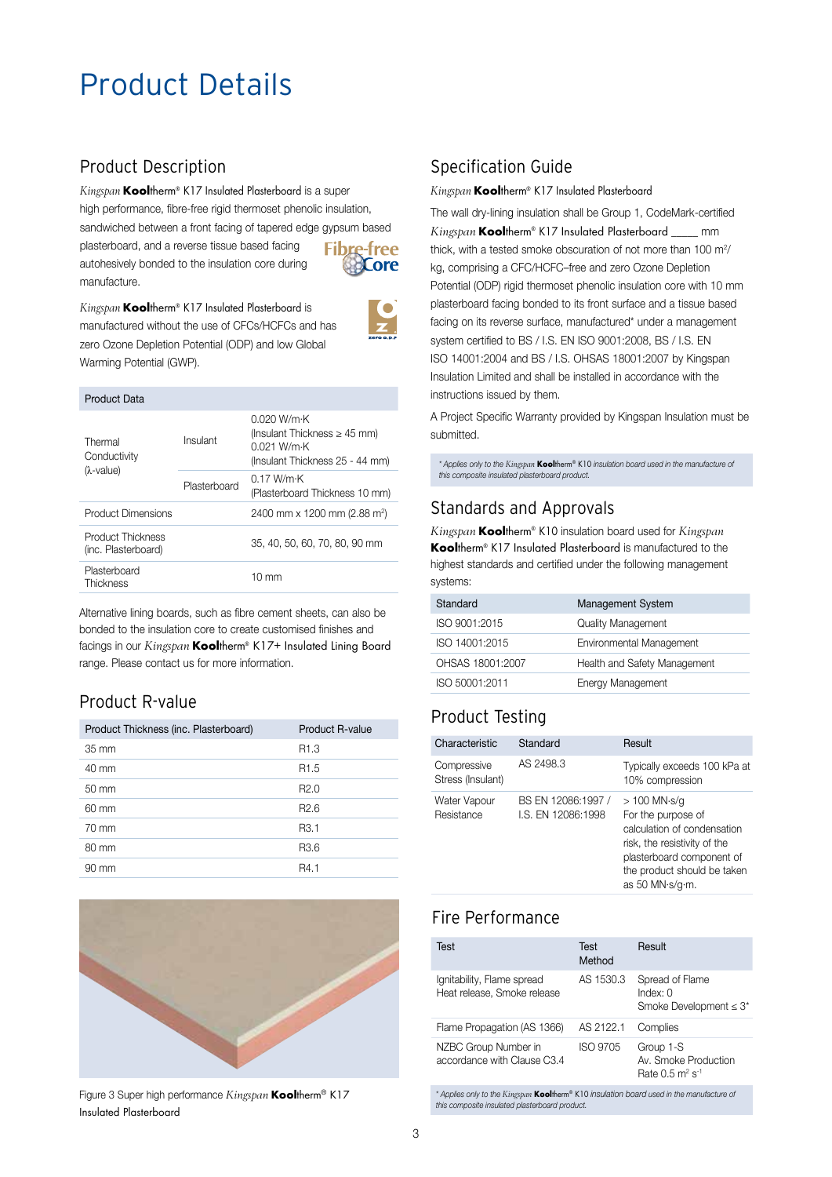// Product Details

# Product Details

## Product Description

*Kingspan* **Kool**therm® K17 Insulated Plasterboard is a super high performance, fibre-free rigid thermoset phenolic insulation, sandwiched between a front facing of tapered edge gypsum based plasterboard, and a reverse tissue based facing autohesively bonded to the insulation core during manufacture.

*Kingspan* **Kool**therm® K17 Insulated Plasterboard is manufactured without the use of CFCs/HCFCs and has zero Ozone Depletion Potential (ODP) and low Global Warming Potential (GWP).

| Product Data | | |
|---|---|---|
| Thermal Conductivity (λ-value) | Insulant | 0.020 W/m·K (Insulant Thickness ≥ 45 mm) 0.021 W/m·K (Insulant Thickness 25 - 44 mm) |
| | Plasterboard | 0.17 W/m·K (Plasterboard Thickness 10 mm) |
| Product Dimensions | | 2400 mm x 1200 mm (2.88 m²) |
| Product Thickness (inc. Plasterboard) | | 35, 40, 50, 60, 70, 80, 90 mm |
| Plasterboard Thickness | | 10 mm |

Alternative lining boards, such as fibre cement sheets, can also be bonded to the insulation core to create customised finishes and facings in our *Kingspan* **Kool**therm® K17+ Insulated Lining Board range. Please contact us for more information.

## Product R-value

| Product Thickness (inc. Plasterboard) | Product R-value |
|---|---|
| 35 mm | R1.3 |
| 40 mm | R1.5 |
| 50 mm | R2.0 |
| 60 mm | R2.6 |
| 70 mm | R3.1 |
| 80 mm | R3.6 |
| 90 mm | R4.1 |

Figure 3 Super high performance *Kingspan* **Kool**therm® K17 Insulated Plasterboard

## Specification Guide

*Kingspan* **Kool**therm® K17 Insulated Plasterboard

The wall dry-lining insulation shall be Group 1, CodeMark-certified *Kingspan* **Kool**therm® K17 Insulated Plasterboard ____ mm thick, with a tested smoke obscuration of not more than 100 m²/kg, comprising a CFC/HCFC–free and zero Ozone Depletion Potential (ODP) rigid thermoset phenolic insulation core with 10 mm plasterboard facing bonded to its front surface and a tissue based facing on its reverse surface, manufactured* under a management system certified to BS / I.S. EN ISO 9001:2008, BS / I.S. EN ISO 14001:2004 and BS / I.S. OHSAS 18001:2007 by Kingspan Insulation Limited and shall be installed in accordance with the instructions issued by them.

A Project Specific Warranty provided by Kingspan Insulation must be submitted.

*\* Applies only to the Kingspan **Kool**therm® K10 insulation board used in the manufacture of this composite insulated plasterboard product.*

## Standards and Approvals

*Kingspan* **Kool**therm® K10 insulation board used for *Kingspan* **Kool**therm® K17 Insulated Plasterboard is manufactured to the highest standards and certified under the following management systems:

| Standard | Management System |
|---|---|
| ISO 9001:2015 | Quality Management |
| ISO 14001:2015 | Environmental Management |
| OHSAS 18001:2007 | Health and Safety Management |
| ISO 50001:2011 | Energy Management |

## Product Testing

| Characteristic | Standard | Result |
|---|---|---|
| Compressive Stress (Insulant) | AS 2498.3 | Typically exceeds 100 kPa at 10% compression |
| Water Vapour Resistance | BS EN 12086:1997 / I.S. EN 12086:1998 | > 100 MN·s/g For the purpose of calculation of condensation risk, the resistivity of the plasterboard component of the product should be taken as 50 MN·s/g·m. |

## Fire Performance

| Test | Test Method | Result |
|---|---|---|
| Ignitability, Flame spread Heat release, Smoke release | AS 1530.3 | Spread of Flame Index: 0 Smoke Development ≤ 3* |
| Flame Propagation (AS 1366) | AS 2122.1 | Complies |
| NZBC Group Number in accordance with Clause C3.4 | ISO 9705 | Group 1-S Av. Smoke Production Rate 0.5 m² s⁻¹ |

*\* Applies only to the Kingspan **Kool**therm® K10 insulation board used in the manufacture of this composite insulated plasterboard product.*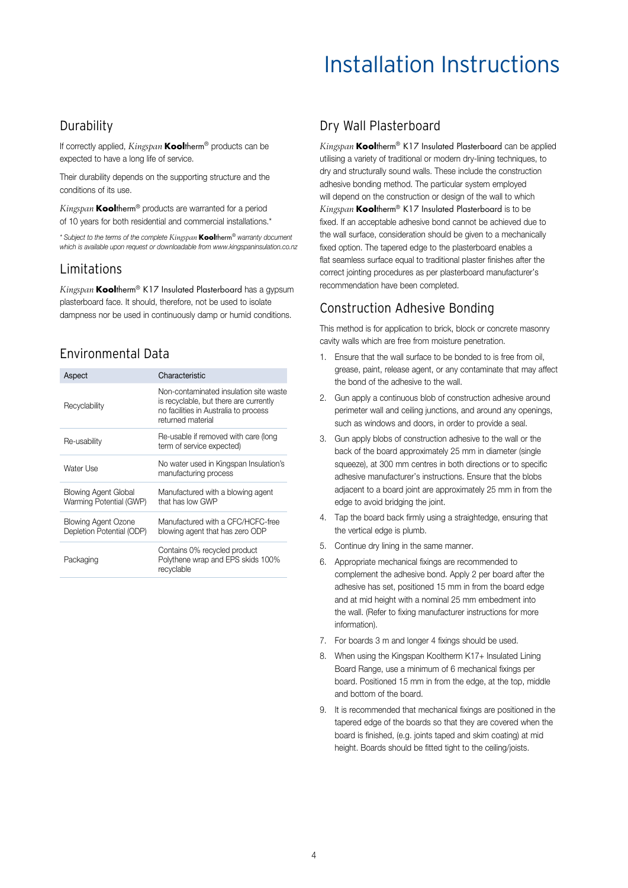# Installation Instructions

## Durability

If correctly applied, *Kingspan* **Kool**therm® products can be expected to have a long life of service.

Their durability depends on the supporting structure and the conditions of its use.

*Kingspan* **Kool**therm® products are warranted for a period of 10 years for both residential and commercial installations.*

*\* Subject to the terms of the complete Kingspan* ***Kool****therm® warranty document which is available upon request or downloadable from www.kingspaninsulation.co.nz*

## Limitations

*Kingspan* **Kool**therm® K17 Insulated Plasterboard has a gypsum plasterboard face. It should, therefore, not be used to isolate dampness nor be used in continuously damp or humid conditions.

## Environmental Data

| Aspect | Characteristic |
|---|---|
| Recyclability | Non-contaminated insulation site waste is recyclable, but there are currently no facilities in Australia to process returned material |
| Re-usability | Re-usable if removed with care (long term of service expected) |
| Water Use | No water used in Kingspan Insulation's manufacturing process |
| Blowing Agent Global Warming Potential (GWP) | Manufactured with a blowing agent that has low GWP |
| Blowing Agent Ozone Depletion Potential (ODP) | Manufactured with a CFC/HCFC-free blowing agent that has zero ODP |
| Packaging | Contains 0% recycled product Polythene wrap and EPS skids 100% recyclable |

## Dry Wall Plasterboard

*Kingspan* **Kool**therm® K17 Insulated Plasterboard can be applied utilising a variety of traditional or modern dry-lining techniques, to dry and structurally sound walls. These include the construction adhesive bonding method. The particular system employed will depend on the construction or design of the wall to which *Kingspan* **Kool**therm® K17 Insulated Plasterboard is to be fixed. If an acceptable adhesive bond cannot be achieved due to the wall surface, consideration should be given to a mechanically fixed option. The tapered edge to the plasterboard enables a flat seamless surface equal to traditional plaster finishes after the correct jointing procedures as per plasterboard manufacturer's recommendation have been completed.

## Construction Adhesive Bonding

This method is for application to brick, block or concrete masonry cavity walls which are free from moisture penetration.

1. Ensure that the wall surface to be bonded to is free from oil, grease, paint, release agent, or any contaminate that may affect the bond of the adhesive to the wall.
2. Gun apply a continuous blob of construction adhesive around perimeter wall and ceiling junctions, and around any openings, such as windows and doors, in order to provide a seal.
3. Gun apply blobs of construction adhesive to the wall or the back of the board approximately 25 mm in diameter (single squeeze), at 300 mm centres in both directions or to specific adhesive manufacturer's instructions. Ensure that the blobs adjacent to a board joint are approximately 25 mm in from the edge to avoid bridging the joint.
4. Tap the board back firmly using a straightedge, ensuring that the vertical edge is plumb.
5. Continue dry lining in the same manner.
6. Appropriate mechanical fixings are recommended to complement the adhesive bond. Apply 2 per board after the adhesive has set, positioned 15 mm in from the board edge and at mid height with a nominal 25 mm embedment into the wall. (Refer to fixing manufacturer instructions for more information).
7. For boards 3 m and longer 4 fixings should be used.
8. When using the Kingspan Kooltherm K17+ Insulated Lining Board Range, use a minimum of 6 mechanical fixings per board. Positioned 15 mm in from the edge, at the top, middle and bottom of the board.
9. It is recommended that mechanical fixings are positioned in the tapered edge of the boards so that they are covered when the board is finished, (e.g. joints taped and skim coating) at mid height. Boards should be fitted tight to the ceiling/joists.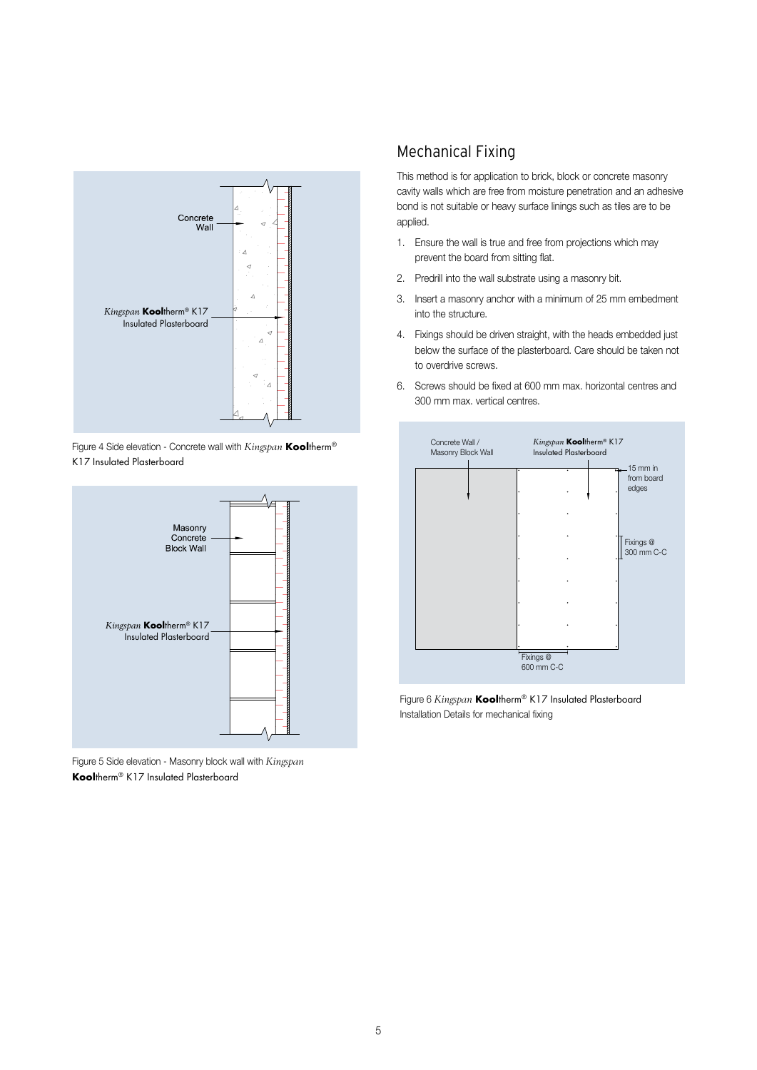Concrete Wall

*Kingspan* **Kool**therm® K17 Insulated Plasterboard

Figure 4 Side elevation - Concrete wall with *Kingspan* **Kool**therm® K17 Insulated Plasterboard

Masonry Concrete Block Wall

*Kingspan* **Kool**therm® K17 Insulated Plasterboard

Figure 5 Side elevation - Masonry block wall with *Kingspan* **Kool**therm® K17 Insulated Plasterboard

## Mechanical Fixing

This method is for application to brick, block or concrete masonry cavity walls which are free from moisture penetration and an adhesive bond is not suitable or heavy surface linings such as tiles are to be applied.

1. Ensure the wall is true and free from projections which may prevent the board from sitting flat.
2. Predrill into the wall substrate using a masonry bit.
3. Insert a masonry anchor with a minimum of 25 mm embedment into the structure.
4. Fixings should be driven straight, with the heads embedded just below the surface of the plasterboard. Care should be taken not to overdrive screws.
6. Screws should be fixed at 600 mm max. horizontal centres and 300 mm max. vertical centres.

Concrete Wall / Masonry Block Wall

*Kingspan* **Kool**therm® K17 Insulated Plasterboard

15 mm in from board edges

Fixings @ 300 mm C-C

Fixings @ 600 mm C-C

Figure 6 *Kingspan* **Kool**therm® K17 Insulated Plasterboard Installation Details for mechanical fixing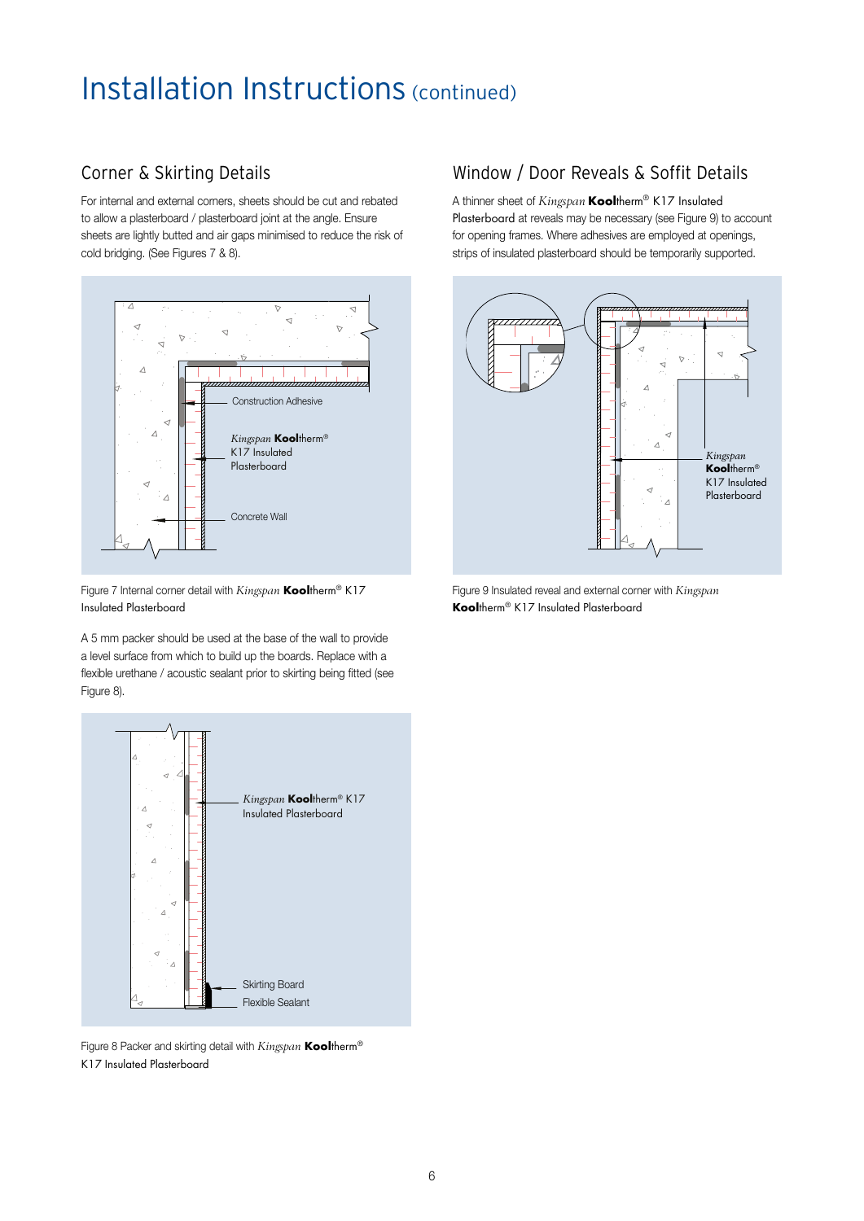# Installation Instructions (continued)

## Corner & Skirting Details

For internal and external corners, sheets should be cut and rebated to allow a plasterboard / plasterboard joint at the angle. Ensure sheets are lightly butted and air gaps minimised to reduce the risk of cold bridging. (See Figures 7 & 8).

Construction Adhesive

*Kingspan* **Kool**therm® K17 Insulated Plasterboard

Concrete Wall

Figure 7 Internal corner detail with *Kingspan* **Kool**therm® K17 Insulated Plasterboard

A 5 mm packer should be used at the base of the wall to provide a level surface from which to build up the boards. Replace with a flexible urethane / acoustic sealant prior to skirting being fitted (see Figure 8).

*Kingspan* **Kool**therm® K17 Insulated Plasterboard

Skirting Board

Flexible Sealant

Figure 8 Packer and skirting detail with *Kingspan* **Kool**therm® K17 Insulated Plasterboard

## Window / Door Reveals & Soffit Details

A thinner sheet of *Kingspan* **Kool**therm® K17 Insulated Plasterboard at reveals may be necessary (see Figure 9) to account for opening frames. Where adhesives are employed at openings, strips of insulated plasterboard should be temporarily supported.

*Kingspan* **Kool**therm® K17 Insulated Plasterboard

Figure 9 Insulated reveal and external corner with *Kingspan* **Kool**therm® K17 Insulated Plasterboard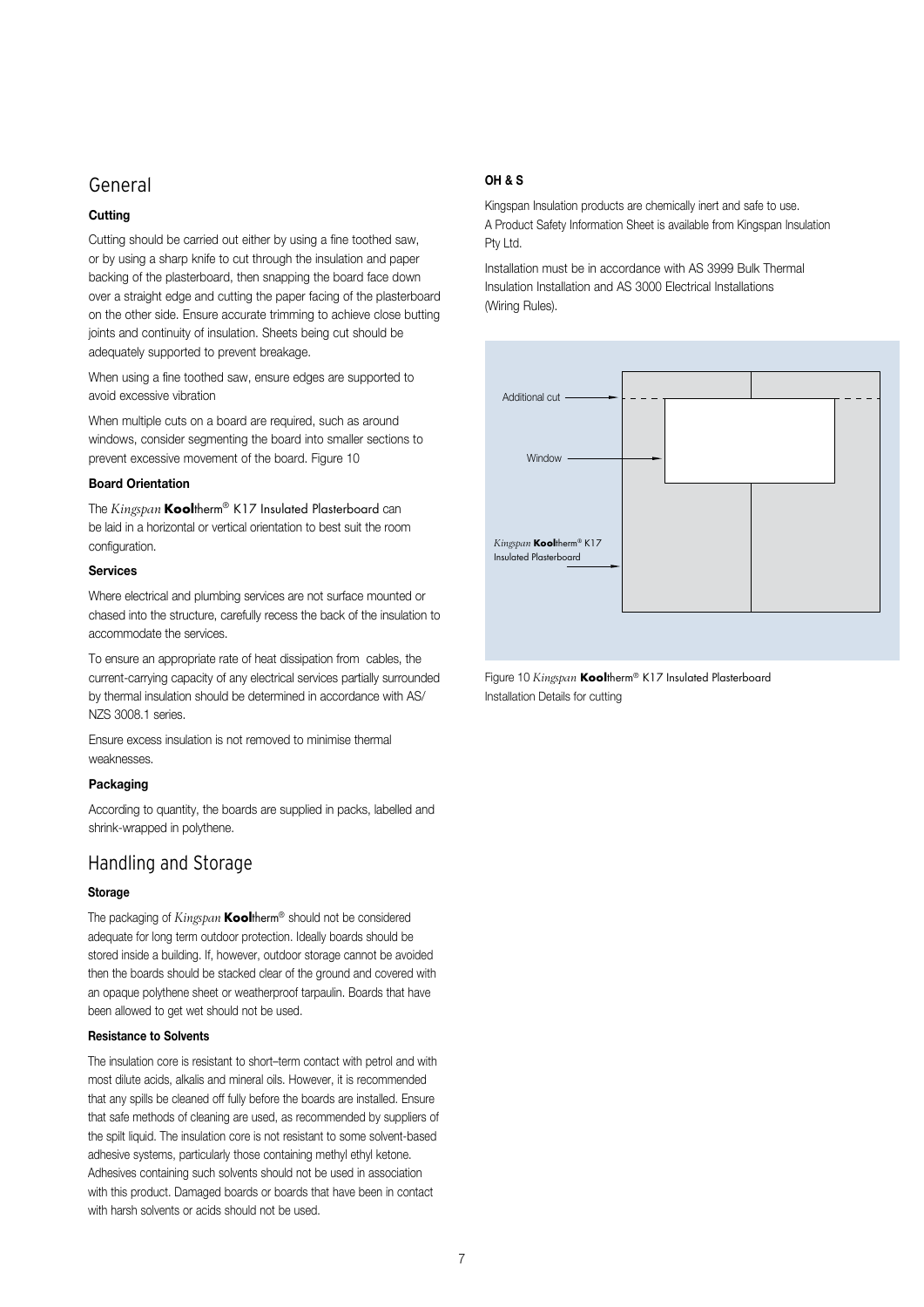## General

### Cutting

Cutting should be carried out either by using a fine toothed saw, or by using a sharp knife to cut through the insulation and paper backing of the plasterboard, then snapping the board face down over a straight edge and cutting the paper facing of the plasterboard on the other side. Ensure accurate trimming to achieve close butting joints and continuity of insulation. Sheets being cut should be adequately supported to prevent breakage.

When using a fine toothed saw, ensure edges are supported to avoid excessive vibration

When multiple cuts on a board are required, such as around windows, consider segmenting the board into smaller sections to prevent excessive movement of the board. Figure 10

### Board Orientation

The *Kingspan* **Kool**therm® K17 Insulated Plasterboard can be laid in a horizontal or vertical orientation to best suit the room configuration.

### Services

Where electrical and plumbing services are not surface mounted or chased into the structure, carefully recess the back of the insulation to accommodate the services.

To ensure an appropriate rate of heat dissipation from cables, the current-carrying capacity of any electrical services partially surrounded by thermal insulation should be determined in accordance with AS/NZS 3008.1 series.

Ensure excess insulation is not removed to minimise thermal weaknesses.

### Packaging

According to quantity, the boards are supplied in packs, labelled and shrink-wrapped in polythene.

## Handling and Storage

### Storage

The packaging of *Kingspan* **Kool**therm® should not be considered adequate for long term outdoor protection. Ideally boards should be stored inside a building. If, however, outdoor storage cannot be avoided then the boards should be stacked clear of the ground and covered with an opaque polythene sheet or weatherproof tarpaulin. Boards that have been allowed to get wet should not be used.

### Resistance to Solvents

The insulation core is resistant to short–term contact with petrol and with most dilute acids, alkalis and mineral oils. However, it is recommended that any spills be cleaned off fully before the boards are installed. Ensure that safe methods of cleaning are used, as recommended by suppliers of the spilt liquid. The insulation core is not resistant to some solvent-based adhesive systems, particularly those containing methyl ethyl ketone. Adhesives containing such solvents should not be used in association with this product. Damaged boards or boards that have been in contact with harsh solvents or acids should not be used.

### OH & S

Kingspan Insulation products are chemically inert and safe to use. A Product Safety Information Sheet is available from Kingspan Insulation Pty Ltd.

Installation must be in accordance with AS 3999 Bulk Thermal Insulation Installation and AS 3000 Electrical Installations (Wiring Rules).

Additional cut

Window

*Kingspan* **Kool**therm® K17 Insulated Plasterboard

Figure 10 *Kingspan* **Kool**therm® K17 Insulated Plasterboard Installation Details for cutting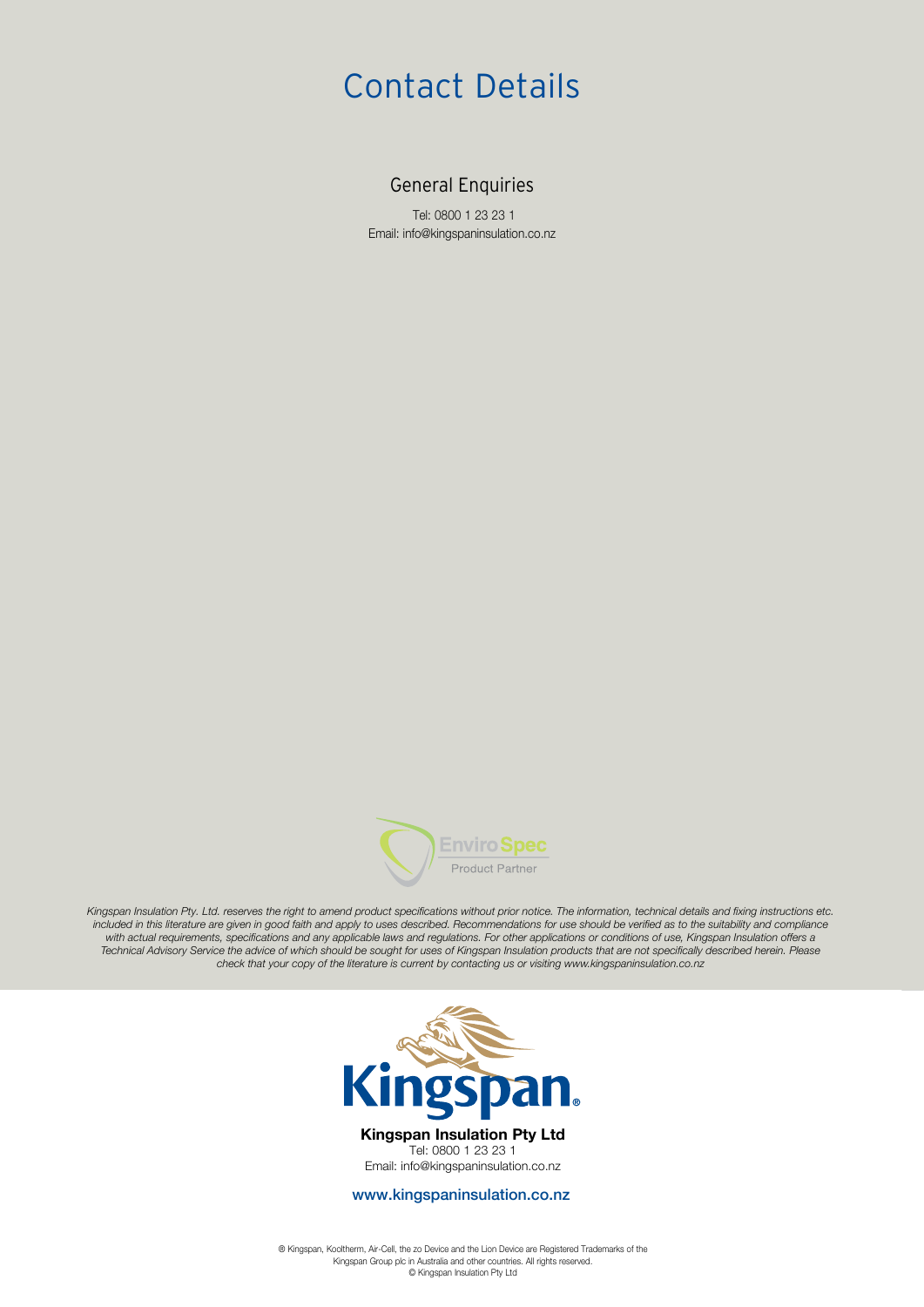# Contact Details

## General Enquiries

Tel: 0800 1 23 23 1
Email: info@kingspaninsulation.co.nz

EnviroSpec
Product Partner

*Kingspan Insulation Pty. Ltd. reserves the right to amend product specifications without prior notice. The information, technical details and fixing instructions etc. included in this literature are given in good faith and apply to uses described. Recommendations for use should be verified as to the suitability and compliance with actual requirements, specifications and any applicable laws and regulations. For other applications or conditions of use, Kingspan Insulation offers a Technical Advisory Service the advice of which should be sought for uses of Kingspan Insulation products that are not specifically described herein. Please check that your copy of the literature is current by contacting us or visiting www.kingspaninsulation.co.nz*

Kingspan®

**Kingspan Insulation Pty Ltd**
Tel: 0800 1 23 23 1
Email: info@kingspaninsulation.co.nz

**www.kingspaninsulation.co.nz**

® Kingspan, Kooltherm, Air-Cell, the zo Device and the Lion Device are Registered Trademarks of the Kingspan Group plc in Australia and other countries. All rights reserved.
© Kingspan Insulation Pty Ltd